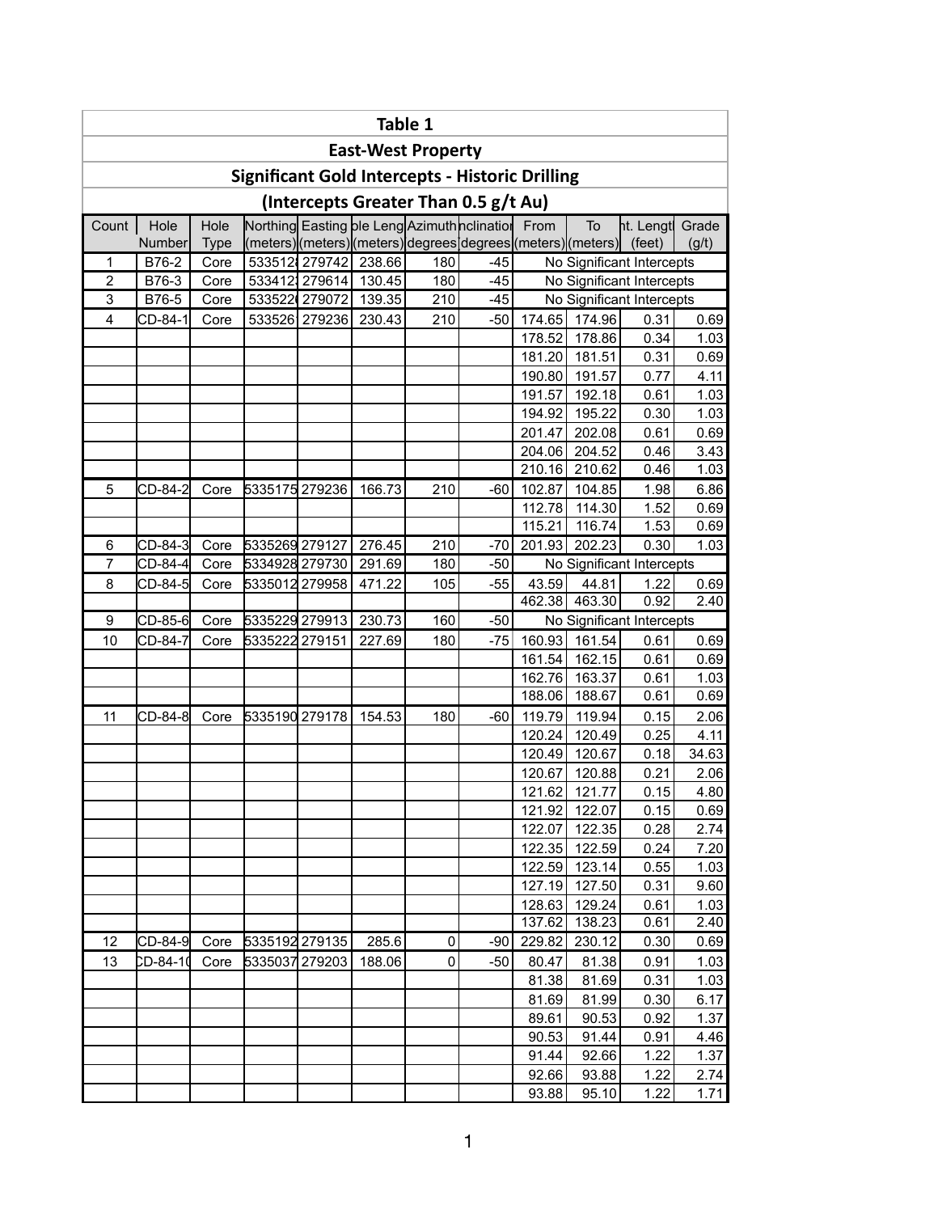**Table 1**

**East-West Property**

**Significant Gold Intercepts - Historic Drilling**

**(Intercepts Greater Than 0.5 g/t Au)**

| Count | Hole Number | Hole Type | Northing (meters) | Easting (meters) | ole Leng (meters) | Azimuth degrees | nclinatior degrees | From (meters) | To (meters) | nt. Lengtl (feet) | Grade (g/t) |
|---|---|---|---|---|---|---|---|---|---|---|---|
| 1 | B76-2 | Core | 533512 | 279742 | 238.66 | 180 | -45 | No Significant Intercepts | | | |
| 2 | B76-3 | Core | 533412 | 279614 | 130.45 | 180 | -45 | No Significant Intercepts | | | |
| 3 | B76-5 | Core | 533522 | 279072 | 139.35 | 210 | -45 | No Significant Intercepts | | | |
| 4 | CD-84-1 | Core | 533526 | 279236 | 230.43 | 210 | -50 | 174.65 | 174.96 | 0.31 | 0.69 |
| | | | | | | | | 178.52 | 178.86 | 0.34 | 1.03 |
| | | | | | | | | 181.20 | 181.51 | 0.31 | 0.69 |
| | | | | | | | | 190.80 | 191.57 | 0.77 | 4.11 |
| | | | | | | | | 191.57 | 192.18 | 0.61 | 1.03 |
| | | | | | | | | 194.92 | 195.22 | 0.30 | 1.03 |
| | | | | | | | | 201.47 | 202.08 | 0.61 | 0.69 |
| | | | | | | | | 204.06 | 204.52 | 0.46 | 3.43 |
| | | | | | | | | 210.16 | 210.62 | 0.46 | 1.03 |
| 5 | CD-84-2 | Core | 5335175 | 279236 | 166.73 | 210 | -60 | 102.87 | 104.85 | 1.98 | 6.86 |
| | | | | | | | | 112.78 | 114.30 | 1.52 | 0.69 |
| | | | | | | | | 115.21 | 116.74 | 1.53 | 0.69 |
| 6 | CD-84-3 | Core | 5335269 | 279127 | 276.45 | 210 | -70 | 201.93 | 202.23 | 0.30 | 1.03 |
| 7 | CD-84-4 | Core | 5334928 | 279730 | 291.69 | 180 | -50 | No Significant Intercepts | | | |
| 8 | CD-84-5 | Core | 5335012 | 279958 | 471.22 | 105 | -55 | 43.59 | 44.81 | 1.22 | 0.69 |
| | | | | | | | | 462.38 | 463.30 | 0.92 | 2.40 |
| 9 | CD-85-6 | Core | 5335229 | 279913 | 230.73 | 160 | -50 | No Significant Intercepts | | | |
| 10 | CD-84-7 | Core | 5335222 | 279151 | 227.69 | 180 | -75 | 160.93 | 161.54 | 0.61 | 0.69 |
| | | | | | | | | 161.54 | 162.15 | 0.61 | 0.69 |
| | | | | | | | | 162.76 | 163.37 | 0.61 | 1.03 |
| | | | | | | | | 188.06 | 188.67 | 0.61 | 0.69 |
| 11 | CD-84-8 | Core | 5335190 | 279178 | 154.53 | 180 | -60 | 119.79 | 119.94 | 0.15 | 2.06 |
| | | | | | | | | 120.24 | 120.49 | 0.25 | 4.11 |
| | | | | | | | | 120.49 | 120.67 | 0.18 | 34.63 |
| | | | | | | | | 120.67 | 120.88 | 0.21 | 2.06 |
| | | | | | | | | 121.62 | 121.77 | 0.15 | 4.80 |
| | | | | | | | | 121.92 | 122.07 | 0.15 | 0.69 |
| | | | | | | | | 122.07 | 122.35 | 0.28 | 2.74 |
| | | | | | | | | 122.35 | 122.59 | 0.24 | 7.20 |
| | | | | | | | | 122.59 | 123.14 | 0.55 | 1.03 |
| | | | | | | | | 127.19 | 127.50 | 0.31 | 9.60 |
| | | | | | | | | 128.63 | 129.24 | 0.61 | 1.03 |
| | | | | | | | | 137.62 | 138.23 | 0.61 | 2.40 |
| 12 | CD-84-9 | Core | 5335192 | 279135 | 285.6 | 0 | -90 | 229.82 | 230.12 | 0.30 | 0.69 |
| 13 | CD-84-10 | Core | 5335037 | 279203 | 188.06 | 0 | -50 | 80.47 | 81.38 | 0.91 | 1.03 |
| | | | | | | | | 81.38 | 81.69 | 0.31 | 1.03 |
| | | | | | | | | 81.69 | 81.99 | 0.30 | 6.17 |
| | | | | | | | | 89.61 | 90.53 | 0.92 | 1.37 |
| | | | | | | | | 90.53 | 91.44 | 0.91 | 4.46 |
| | | | | | | | | 91.44 | 92.66 | 1.22 | 1.37 |
| | | | | | | | | 92.66 | 93.88 | 1.22 | 2.74 |
| | | | | | | | | 93.88 | 95.10 | 1.22 | 1.71 |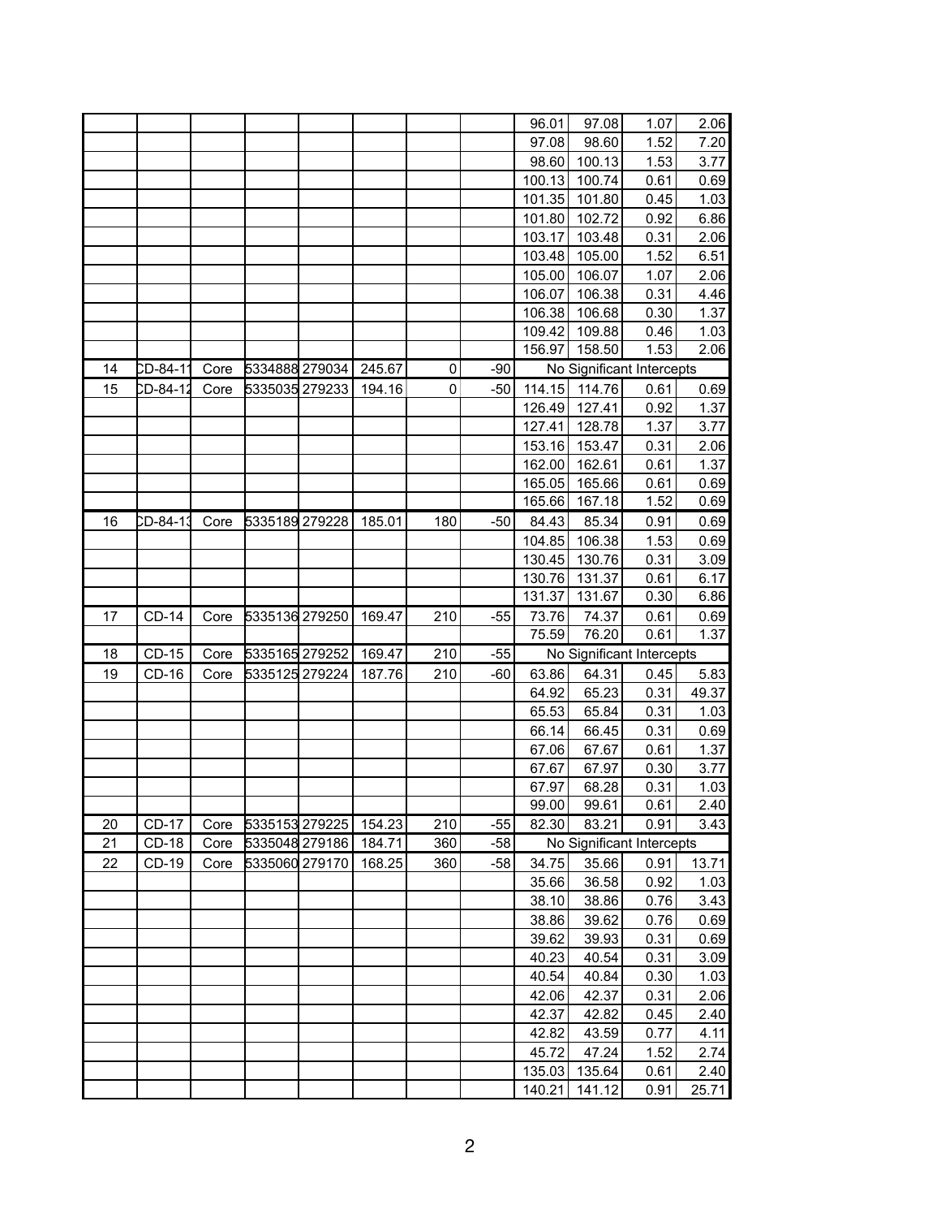| | | | | | | | | | | | |
|---|---|---|---|---|---|---|---|---|---|---|---|
| | | | | | | | | 96.01 | 97.08 | 1.07 | 2.06 |
| | | | | | | | | 97.08 | 98.60 | 1.52 | 7.20 |
| | | | | | | | | 98.60 | 100.13 | 1.53 | 3.77 |
| | | | | | | | | 100.13 | 100.74 | 0.61 | 0.69 |
| | | | | | | | | 101.35 | 101.80 | 0.45 | 1.03 |
| | | | | | | | | 101.80 | 102.72 | 0.92 | 6.86 |
| | | | | | | | | 103.17 | 103.48 | 0.31 | 2.06 |
| | | | | | | | | 103.48 | 105.00 | 1.52 | 6.51 |
| | | | | | | | | 105.00 | 106.07 | 1.07 | 2.06 |
| | | | | | | | | 106.07 | 106.38 | 0.31 | 4.46 |
| | | | | | | | | 106.38 | 106.68 | 0.30 | 1.37 |
| | | | | | | | | 109.42 | 109.88 | 0.46 | 1.03 |
| | | | | | | | | 156.97 | 158.50 | 1.53 | 2.06 |
| 14 | CD-84-11 | Core | 5334888 | 279034 | 245.67 | 0 | -90 | No Significant Intercepts | | | |
| 15 | CD-84-12 | Core | 5335035 | 279233 | 194.16 | 0 | -50 | 114.15 | 114.76 | 0.61 | 0.69 |
| | | | | | | | | 126.49 | 127.41 | 0.92 | 1.37 |
| | | | | | | | | 127.41 | 128.78 | 1.37 | 3.77 |
| | | | | | | | | 153.16 | 153.47 | 0.31 | 2.06 |
| | | | | | | | | 162.00 | 162.61 | 0.61 | 1.37 |
| | | | | | | | | 165.05 | 165.66 | 0.61 | 0.69 |
| | | | | | | | | 165.66 | 167.18 | 1.52 | 0.69 |
| 16 | CD-84-13 | Core | 5335189 | 279228 | 185.01 | 180 | -50 | 84.43 | 85.34 | 0.91 | 0.69 |
| | | | | | | | | 104.85 | 106.38 | 1.53 | 0.69 |
| | | | | | | | | 130.45 | 130.76 | 0.31 | 3.09 |
| | | | | | | | | 130.76 | 131.37 | 0.61 | 6.17 |
| | | | | | | | | 131.37 | 131.67 | 0.30 | 6.86 |
| 17 | CD-14 | Core | 5335136 | 279250 | 169.47 | 210 | -55 | 73.76 | 74.37 | 0.61 | 0.69 |
| | | | | | | | | 75.59 | 76.20 | 0.61 | 1.37 |
| 18 | CD-15 | Core | 5335165 | 279252 | 169.47 | 210 | -55 | No Significant Intercepts | | | |
| 19 | CD-16 | Core | 5335125 | 279224 | 187.76 | 210 | -60 | 63.86 | 64.31 | 0.45 | 5.83 |
| | | | | | | | | 64.92 | 65.23 | 0.31 | 49.37 |
| | | | | | | | | 65.53 | 65.84 | 0.31 | 1.03 |
| | | | | | | | | 66.14 | 66.45 | 0.31 | 0.69 |
| | | | | | | | | 67.06 | 67.67 | 0.61 | 1.37 |
| | | | | | | | | 67.67 | 67.97 | 0.30 | 3.77 |
| | | | | | | | | 67.97 | 68.28 | 0.31 | 1.03 |
| | | | | | | | | 99.00 | 99.61 | 0.61 | 2.40 |
| 20 | CD-17 | Core | 5335153 | 279225 | 154.23 | 210 | -55 | 82.30 | 83.21 | 0.91 | 3.43 |
| 21 | CD-18 | Core | 5335048 | 279186 | 184.71 | 360 | -58 | No Significant Intercepts | | | |
| 22 | CD-19 | Core | 5335060 | 279170 | 168.25 | 360 | -58 | 34.75 | 35.66 | 0.91 | 13.71 |
| | | | | | | | | 35.66 | 36.58 | 0.92 | 1.03 |
| | | | | | | | | 38.10 | 38.86 | 0.76 | 3.43 |
| | | | | | | | | 38.86 | 39.62 | 0.76 | 0.69 |
| | | | | | | | | 39.62 | 39.93 | 0.31 | 0.69 |
| | | | | | | | | 40.23 | 40.54 | 0.31 | 3.09 |
| | | | | | | | | 40.54 | 40.84 | 0.30 | 1.03 |
| | | | | | | | | 42.06 | 42.37 | 0.31 | 2.06 |
| | | | | | | | | 42.37 | 42.82 | 0.45 | 2.40 |
| | | | | | | | | 42.82 | 43.59 | 0.77 | 4.11 |
| | | | | | | | | 45.72 | 47.24 | 1.52 | 2.74 |
| | | | | | | | | 135.03 | 135.64 | 0.61 | 2.40 |
| | | | | | | | | 140.21 | 141.12 | 0.91 | 25.71 |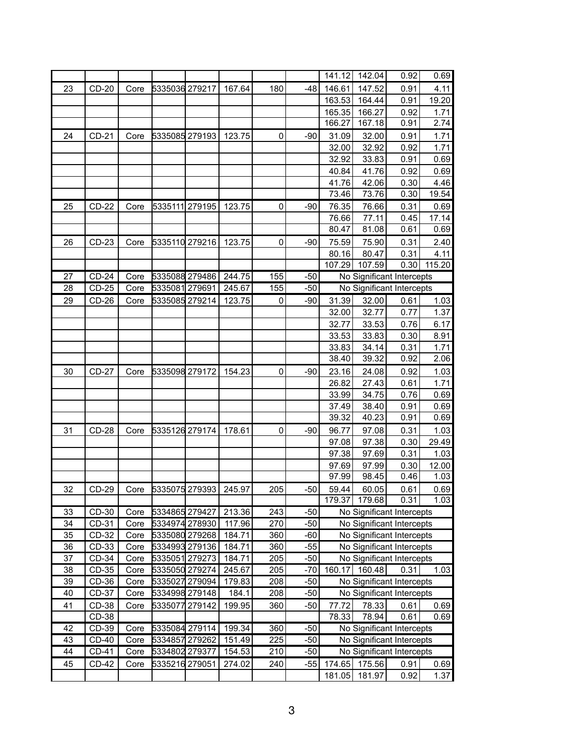| | | | | | | | | | | | |
|---|---|---|---|---|---|---|---|---|---|---|---|
| | | | | | | | | 141.12 | 142.04 | 0.92 | 0.69 |
| 23 | CD-20 | Core | 5335036 | 279217 | 167.64 | 180 | -48 | 146.61 | 147.52 | 0.91 | 4.11 |
| | | | | | | | | 163.53 | 164.44 | 0.91 | 19.20 |
| | | | | | | | | 165.35 | 166.27 | 0.92 | 1.71 |
| | | | | | | | | 166.27 | 167.18 | 0.91 | 2.74 |
| 24 | CD-21 | Core | 5335085 | 279193 | 123.75 | 0 | -90 | 31.09 | 32.00 | 0.91 | 1.71 |
| | | | | | | | | 32.00 | 32.92 | 0.92 | 1.71 |
| | | | | | | | | 32.92 | 33.83 | 0.91 | 0.69 |
| | | | | | | | | 40.84 | 41.76 | 0.92 | 0.69 |
| | | | | | | | | 41.76 | 42.06 | 0.30 | 4.46 |
| | | | | | | | | 73.46 | 73.76 | 0.30 | 19.54 |
| 25 | CD-22 | Core | 5335111 | 279195 | 123.75 | 0 | -90 | 76.35 | 76.66 | 0.31 | 0.69 |
| | | | | | | | | 76.66 | 77.11 | 0.45 | 17.14 |
| | | | | | | | | 80.47 | 81.08 | 0.61 | 0.69 |
| 26 | CD-23 | Core | 5335110 | 279216 | 123.75 | 0 | -90 | 75.59 | 75.90 | 0.31 | 2.40 |
| | | | | | | | | 80.16 | 80.47 | 0.31 | 4.11 |
| | | | | | | | | 107.29 | 107.59 | 0.30 | 115.20 |
| 27 | CD-24 | Core | 5335088 | 279486 | 244.75 | 155 | -50 | No Significant Intercepts | | | |
| 28 | CD-25 | Core | 5335081 | 279691 | 245.67 | 155 | -50 | No Significant Intercepts | | | |
| 29 | CD-26 | Core | 5335085 | 279214 | 123.75 | 0 | -90 | 31.39 | 32.00 | 0.61 | 1.03 |
| | | | | | | | | 32.00 | 32.77 | 0.77 | 1.37 |
| | | | | | | | | 32.77 | 33.53 | 0.76 | 6.17 |
| | | | | | | | | 33.53 | 33.83 | 0.30 | 8.91 |
| | | | | | | | | 33.83 | 34.14 | 0.31 | 1.71 |
| | | | | | | | | 38.40 | 39.32 | 0.92 | 2.06 |
| 30 | CD-27 | Core | 5335098 | 279172 | 154.23 | 0 | -90 | 23.16 | 24.08 | 0.92 | 1.03 |
| | | | | | | | | 26.82 | 27.43 | 0.61 | 1.71 |
| | | | | | | | | 33.99 | 34.75 | 0.76 | 0.69 |
| | | | | | | | | 37.49 | 38.40 | 0.91 | 0.69 |
| | | | | | | | | 39.32 | 40.23 | 0.91 | 0.69 |
| 31 | CD-28 | Core | 5335126 | 279174 | 178.61 | 0 | -90 | 96.77 | 97.08 | 0.31 | 1.03 |
| | | | | | | | | 97.08 | 97.38 | 0.30 | 29.49 |
| | | | | | | | | 97.38 | 97.69 | 0.31 | 1.03 |
| | | | | | | | | 97.69 | 97.99 | 0.30 | 12.00 |
| | | | | | | | | 97.99 | 98.45 | 0.46 | 1.03 |
| 32 | CD-29 | Core | 5335075 | 279393 | 245.97 | 205 | -50 | 59.44 | 60.05 | 0.61 | 0.69 |
| | | | | | | | | 179.37 | 179.68 | 0.31 | 1.03 |
| 33 | CD-30 | Core | 5334865 | 279427 | 213.36 | 243 | -50 | No Significant Intercepts | | | |
| 34 | CD-31 | Core | 5334974 | 278930 | 117.96 | 270 | -50 | No Significant Intercepts | | | |
| 35 | CD-32 | Core | 5335080 | 279268 | 184.71 | 360 | -60 | No Significant Intercepts | | | |
| 36 | CD-33 | Core | 5334993 | 279136 | 184.71 | 360 | -55 | No Significant Intercepts | | | |
| 37 | CD-34 | Core | 5335051 | 279273 | 184.71 | 205 | -50 | No Significant Intercepts | | | |
| 38 | CD-35 | Core | 5335050 | 279274 | 245.67 | 205 | -70 | 160.17 | 160.48 | 0.31 | 1.03 |
| 39 | CD-36 | Core | 5335027 | 279094 | 179.83 | 208 | -50 | No Significant Intercepts | | | |
| 40 | CD-37 | Core | 5334998 | 279148 | 184.1 | 208 | -50 | No Significant Intercepts | | | |
| 41 | CD-38 | Core | 5335077 | 279142 | 199.95 | 360 | -50 | 77.72 | 78.33 | 0.61 | 0.69 |
| | CD-38 | | | | | | | 78.33 | 78.94 | 0.61 | 0.69 |
| 42 | CD-39 | Core | 5335084 | 279114 | 199.34 | 360 | -50 | No Significant Intercepts | | | |
| 43 | CD-40 | Core | 5334857 | 279262 | 151.49 | 225 | -50 | No Significant Intercepts | | | |
| 44 | CD-41 | Core | 5334802 | 279377 | 154.53 | 210 | -50 | No Significant Intercepts | | | |
| 45 | CD-42 | Core | 5335216 | 279051 | 274.02 | 240 | -55 | 174.65 | 175.56 | 0.91 | 0.69 |
| | | | | | | | | 181.05 | 181.97 | 0.92 | 1.37 |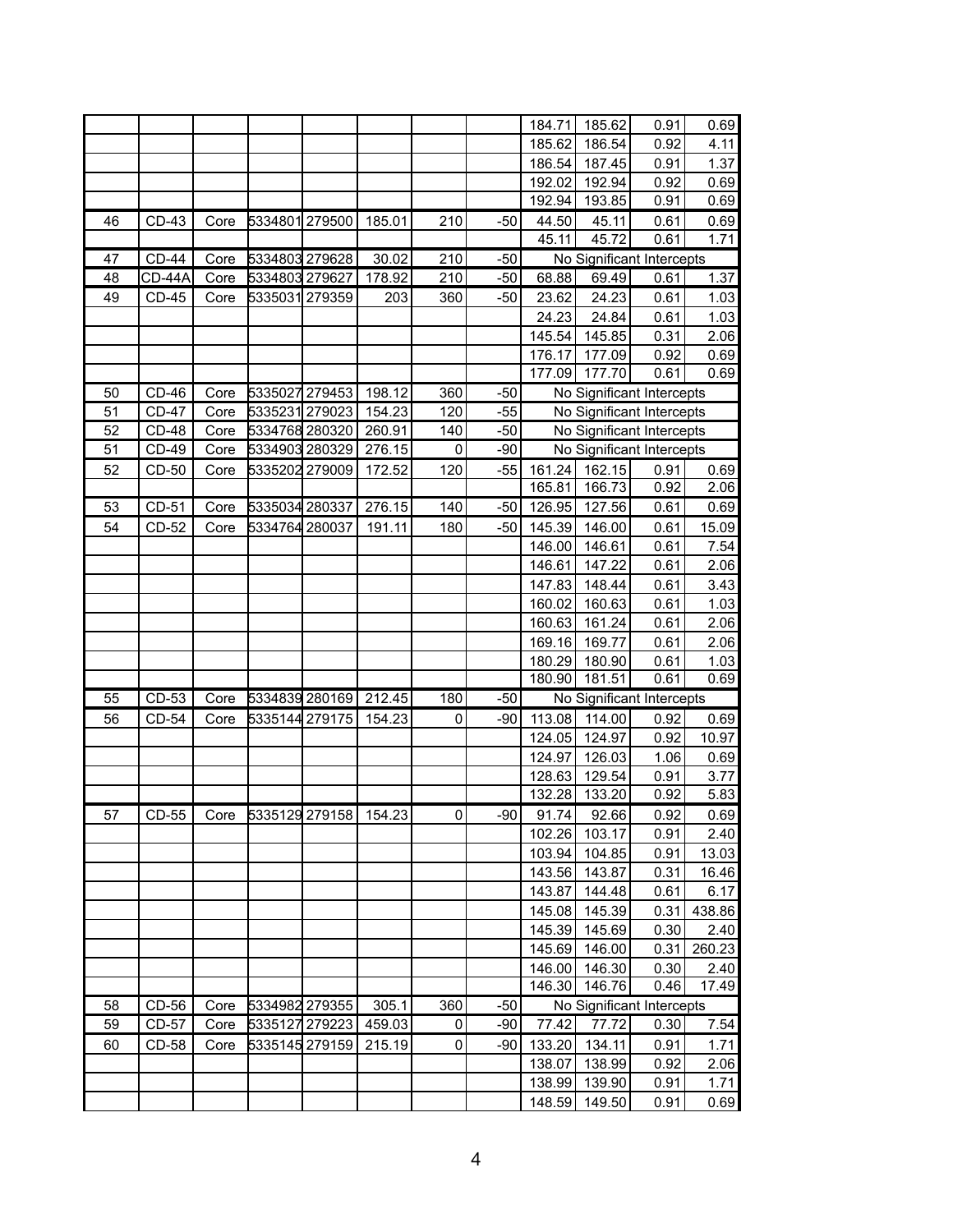| | | | | | | | | | | | |
|---|---|---|---|---|---|---|---|---|---|---|---|
| | | | | | | | | 184.71 | 185.62 | 0.91 | 0.69 |
| | | | | | | | | 185.62 | 186.54 | 0.92 | 4.11 |
| | | | | | | | | 186.54 | 187.45 | 0.91 | 1.37 |
| | | | | | | | | 192.02 | 192.94 | 0.92 | 0.69 |
| | | | | | | | | 192.94 | 193.85 | 0.91 | 0.69 |
| 46 | CD-43 | Core | 5334801 | 279500 | 185.01 | 210 | -50 | 44.50 | 45.11 | 0.61 | 0.69 |
| | | | | | | | | 45.11 | 45.72 | 0.61 | 1.71 |
| 47 | CD-44 | Core | 5334803 | 279628 | 30.02 | 210 | -50 | No Significant Intercepts | | | |
| 48 | CD-44A | Core | 5334803 | 279627 | 178.92 | 210 | -50 | 68.88 | 69.49 | 0.61 | 1.37 |
| 49 | CD-45 | Core | 5335031 | 279359 | 203 | 360 | -50 | 23.62 | 24.23 | 0.61 | 1.03 |
| | | | | | | | | 24.23 | 24.84 | 0.61 | 1.03 |
| | | | | | | | | 145.54 | 145.85 | 0.31 | 2.06 |
| | | | | | | | | 176.17 | 177.09 | 0.92 | 0.69 |
| | | | | | | | | 177.09 | 177.70 | 0.61 | 0.69 |
| 50 | CD-46 | Core | 5335027 | 279453 | 198.12 | 360 | -50 | No Significant Intercepts | | | |
| 51 | CD-47 | Core | 5335231 | 279023 | 154.23 | 120 | -55 | No Significant Intercepts | | | |
| 52 | CD-48 | Core | 5334768 | 280320 | 260.91 | 140 | -50 | No Significant Intercepts | | | |
| 51 | CD-49 | Core | 5334903 | 280329 | 276.15 | 0 | -90 | No Significant Intercepts | | | |
| 52 | CD-50 | Core | 5335202 | 279009 | 172.52 | 120 | -55 | 161.24 | 162.15 | 0.91 | 0.69 |
| | | | | | | | | 165.81 | 166.73 | 0.92 | 2.06 |
| 53 | CD-51 | Core | 5335034 | 280337 | 276.15 | 140 | -50 | 126.95 | 127.56 | 0.61 | 0.69 |
| 54 | CD-52 | Core | 5334764 | 280037 | 191.11 | 180 | -50 | 145.39 | 146.00 | 0.61 | 15.09 |
| | | | | | | | | 146.00 | 146.61 | 0.61 | 7.54 |
| | | | | | | | | 146.61 | 147.22 | 0.61 | 2.06 |
| | | | | | | | | 147.83 | 148.44 | 0.61 | 3.43 |
| | | | | | | | | 160.02 | 160.63 | 0.61 | 1.03 |
| | | | | | | | | 160.63 | 161.24 | 0.61 | 2.06 |
| | | | | | | | | 169.16 | 169.77 | 0.61 | 2.06 |
| | | | | | | | | 180.29 | 180.90 | 0.61 | 1.03 |
| | | | | | | | | 180.90 | 181.51 | 0.61 | 0.69 |
| 55 | CD-53 | Core | 5334839 | 280169 | 212.45 | 180 | -50 | No Significant Intercepts | | | |
| 56 | CD-54 | Core | 5335144 | 279175 | 154.23 | 0 | -90 | 113.08 | 114.00 | 0.92 | 0.69 |
| | | | | | | | | 124.05 | 124.97 | 0.92 | 10.97 |
| | | | | | | | | 124.97 | 126.03 | 1.06 | 0.69 |
| | | | | | | | | 128.63 | 129.54 | 0.91 | 3.77 |
| | | | | | | | | 132.28 | 133.20 | 0.92 | 5.83 |
| 57 | CD-55 | Core | 5335129 | 279158 | 154.23 | 0 | -90 | 91.74 | 92.66 | 0.92 | 0.69 |
| | | | | | | | | 102.26 | 103.17 | 0.91 | 2.40 |
| | | | | | | | | 103.94 | 104.85 | 0.91 | 13.03 |
| | | | | | | | | 143.56 | 143.87 | 0.31 | 16.46 |
| | | | | | | | | 143.87 | 144.48 | 0.61 | 6.17 |
| | | | | | | | | 145.08 | 145.39 | 0.31 | 438.86 |
| | | | | | | | | 145.39 | 145.69 | 0.30 | 2.40 |
| | | | | | | | | 145.69 | 146.00 | 0.31 | 260.23 |
| | | | | | | | | 146.00 | 146.30 | 0.30 | 2.40 |
| | | | | | | | | 146.30 | 146.76 | 0.46 | 17.49 |
| 58 | CD-56 | Core | 5334982 | 279355 | 305.1 | 360 | -50 | No Significant Intercepts | | | |
| 59 | CD-57 | Core | 5335127 | 279223 | 459.03 | 0 | -90 | 77.42 | 77.72 | 0.30 | 7.54 |
| 60 | CD-58 | Core | 5335145 | 279159 | 215.19 | 0 | -90 | 133.20 | 134.11 | 0.91 | 1.71 |
| | | | | | | | | 138.07 | 138.99 | 0.92 | 2.06 |
| | | | | | | | | 138.99 | 139.90 | 0.91 | 1.71 |
| | | | | | | | | 148.59 | 149.50 | 0.91 | 0.69 |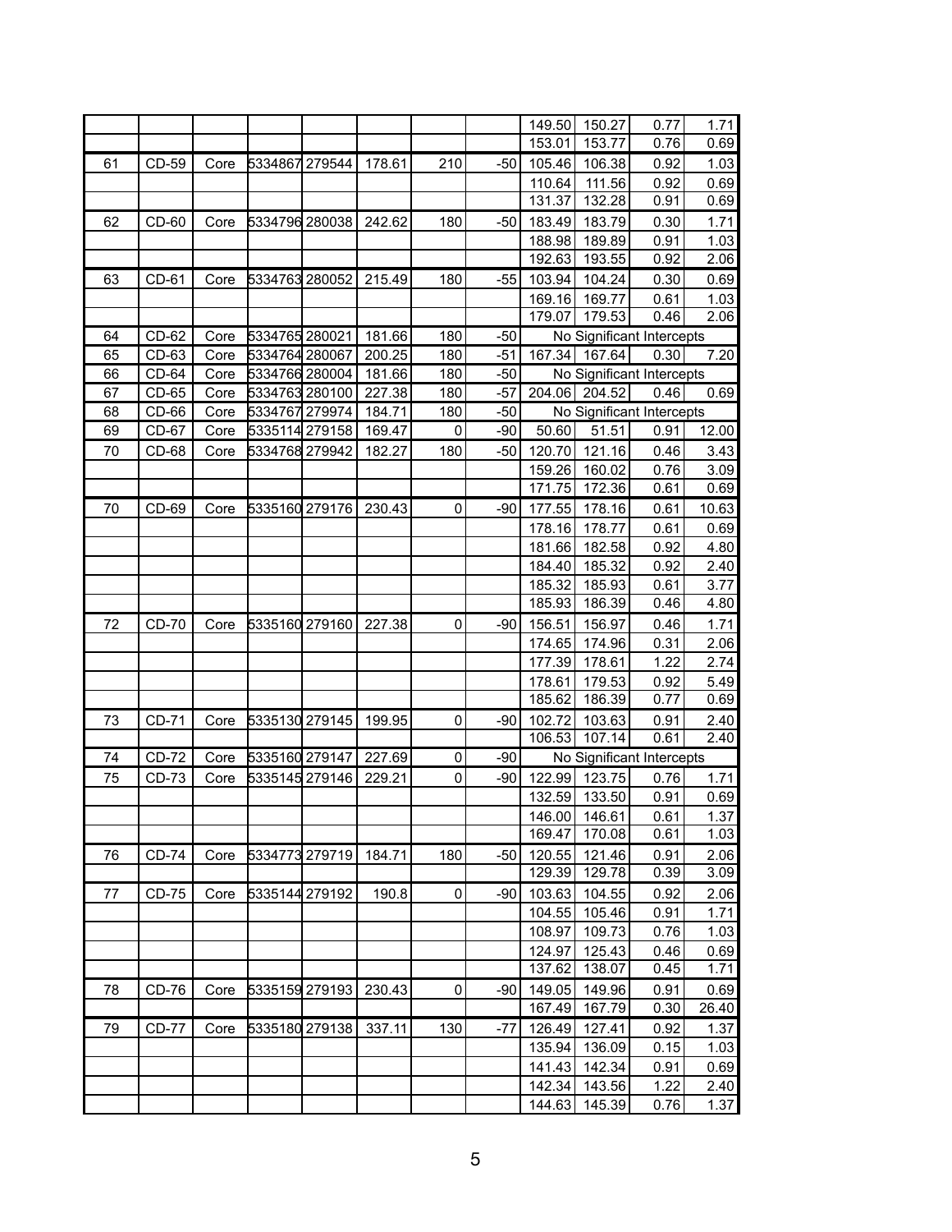| | | | | | | | | | | | |
|---|---|---|---|---|---|---|---|---|---|---|---|
| | | | | | | | | 149.50 | 150.27 | 0.77 | 1.71 |
| | | | | | | | | 153.01 | 153.77 | 0.76 | 0.69 |
| 61 | CD-59 | Core | 5334867 | 279544 | 178.61 | 210 | -50 | 105.46 | 106.38 | 0.92 | 1.03 |
| | | | | | | | | 110.64 | 111.56 | 0.92 | 0.69 |
| | | | | | | | | 131.37 | 132.28 | 0.91 | 0.69 |
| 62 | CD-60 | Core | 5334796 | 280038 | 242.62 | 180 | -50 | 183.49 | 183.79 | 0.30 | 1.71 |
| | | | | | | | | 188.98 | 189.89 | 0.91 | 1.03 |
| | | | | | | | | 192.63 | 193.55 | 0.92 | 2.06 |
| 63 | CD-61 | Core | 5334763 | 280052 | 215.49 | 180 | -55 | 103.94 | 104.24 | 0.30 | 0.69 |
| | | | | | | | | 169.16 | 169.77 | 0.61 | 1.03 |
| | | | | | | | | 179.07 | 179.53 | 0.46 | 2.06 |
| 64 | CD-62 | Core | 5334765 | 280021 | 181.66 | 180 | -50 | No Significant Intercepts | | | |
| 65 | CD-63 | Core | 5334764 | 280067 | 200.25 | 180 | -51 | 167.34 | 167.64 | 0.30 | 7.20 |
| 66 | CD-64 | Core | 5334766 | 280004 | 181.66 | 180 | -50 | No Significant Intercepts | | | |
| 67 | CD-65 | Core | 5334763 | 280100 | 227.38 | 180 | -57 | 204.06 | 204.52 | 0.46 | 0.69 |
| 68 | CD-66 | Core | 5334767 | 279974 | 184.71 | 180 | -50 | No Significant Intercepts | | | |
| 69 | CD-67 | Core | 5335114 | 279158 | 169.47 | 0 | -90 | 50.60 | 51.51 | 0.91 | 12.00 |
| 70 | CD-68 | Core | 5334768 | 279942 | 182.27 | 180 | -50 | 120.70 | 121.16 | 0.46 | 3.43 |
| | | | | | | | | 159.26 | 160.02 | 0.76 | 3.09 |
| | | | | | | | | 171.75 | 172.36 | 0.61 | 0.69 |
| 70 | CD-69 | Core | 5335160 | 279176 | 230.43 | 0 | -90 | 177.55 | 178.16 | 0.61 | 10.63 |
| | | | | | | | | 178.16 | 178.77 | 0.61 | 0.69 |
| | | | | | | | | 181.66 | 182.58 | 0.92 | 4.80 |
| | | | | | | | | 184.40 | 185.32 | 0.92 | 2.40 |
| | | | | | | | | 185.32 | 185.93 | 0.61 | 3.77 |
| | | | | | | | | 185.93 | 186.39 | 0.46 | 4.80 |
| 72 | CD-70 | Core | 5335160 | 279160 | 227.38 | 0 | -90 | 156.51 | 156.97 | 0.46 | 1.71 |
| | | | | | | | | 174.65 | 174.96 | 0.31 | 2.06 |
| | | | | | | | | 177.39 | 178.61 | 1.22 | 2.74 |
| | | | | | | | | 178.61 | 179.53 | 0.92 | 5.49 |
| | | | | | | | | 185.62 | 186.39 | 0.77 | 0.69 |
| 73 | CD-71 | Core | 5335130 | 279145 | 199.95 | 0 | -90 | 102.72 | 103.63 | 0.91 | 2.40 |
| | | | | | | | | 106.53 | 107.14 | 0.61 | 2.40 |
| 74 | CD-72 | Core | 5335160 | 279147 | 227.69 | 0 | -90 | No Significant Intercepts | | | |
| 75 | CD-73 | Core | 5335145 | 279146 | 229.21 | 0 | -90 | 122.99 | 123.75 | 0.76 | 1.71 |
| | | | | | | | | 132.59 | 133.50 | 0.91 | 0.69 |
| | | | | | | | | 146.00 | 146.61 | 0.61 | 1.37 |
| | | | | | | | | 169.47 | 170.08 | 0.61 | 1.03 |
| 76 | CD-74 | Core | 5334773 | 279719 | 184.71 | 180 | -50 | 120.55 | 121.46 | 0.91 | 2.06 |
| | | | | | | | | 129.39 | 129.78 | 0.39 | 3.09 |
| 77 | CD-75 | Core | 5335144 | 279192 | 190.8 | 0 | -90 | 103.63 | 104.55 | 0.92 | 2.06 |
| | | | | | | | | 104.55 | 105.46 | 0.91 | 1.71 |
| | | | | | | | | 108.97 | 109.73 | 0.76 | 1.03 |
| | | | | | | | | 124.97 | 125.43 | 0.46 | 0.69 |
| | | | | | | | | 137.62 | 138.07 | 0.45 | 1.71 |
| 78 | CD-76 | Core | 5335159 | 279193 | 230.43 | 0 | -90 | 149.05 | 149.96 | 0.91 | 0.69 |
| | | | | | | | | 167.49 | 167.79 | 0.30 | 26.40 |
| 79 | CD-77 | Core | 5335180 | 279138 | 337.11 | 130 | -77 | 126.49 | 127.41 | 0.92 | 1.37 |
| | | | | | | | | 135.94 | 136.09 | 0.15 | 1.03 |
| | | | | | | | | 141.43 | 142.34 | 0.91 | 0.69 |
| | | | | | | | | 142.34 | 143.56 | 1.22 | 2.40 |
| | | | | | | | | 144.63 | 145.39 | 0.76 | 1.37 |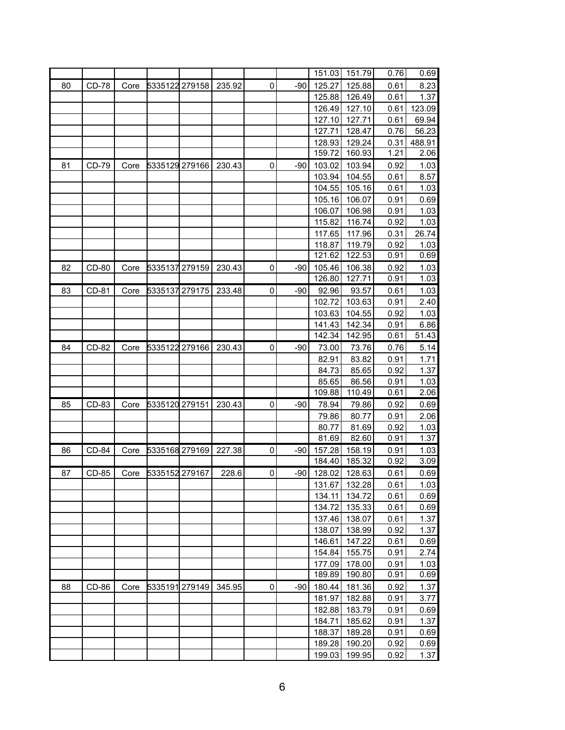| | | | | | | | | | | | |
|---|---|---|---|---|---|---|---|---|---|---|---|
| | | | | | | | | 151.03 | 151.79 | 0.76 | 0.69 |
| 80 | CD-78 | Core | 5335122 | 279158 | 235.92 | 0 | -90 | 125.27 | 125.88 | 0.61 | 8.23 |
| | | | | | | | | 125.88 | 126.49 | 0.61 | 1.37 |
| | | | | | | | | 126.49 | 127.10 | 0.61 | 123.09 |
| | | | | | | | | 127.10 | 127.71 | 0.61 | 69.94 |
| | | | | | | | | 127.71 | 128.47 | 0.76 | 56.23 |
| | | | | | | | | 128.93 | 129.24 | 0.31 | 488.91 |
| | | | | | | | | 159.72 | 160.93 | 1.21 | 2.06 |
| 81 | CD-79 | Core | 5335129 | 279166 | 230.43 | 0 | -90 | 103.02 | 103.94 | 0.92 | 1.03 |
| | | | | | | | | 103.94 | 104.55 | 0.61 | 8.57 |
| | | | | | | | | 104.55 | 105.16 | 0.61 | 1.03 |
| | | | | | | | | 105.16 | 106.07 | 0.91 | 0.69 |
| | | | | | | | | 106.07 | 106.98 | 0.91 | 1.03 |
| | | | | | | | | 115.82 | 116.74 | 0.92 | 1.03 |
| | | | | | | | | 117.65 | 117.96 | 0.31 | 26.74 |
| | | | | | | | | 118.87 | 119.79 | 0.92 | 1.03 |
| | | | | | | | | 121.62 | 122.53 | 0.91 | 0.69 |
| 82 | CD-80 | Core | 5335137 | 279159 | 230.43 | 0 | -90 | 105.46 | 106.38 | 0.92 | 1.03 |
| | | | | | | | | 126.80 | 127.71 | 0.91 | 1.03 |
| 83 | CD-81 | Core | 5335137 | 279175 | 233.48 | 0 | -90 | 92.96 | 93.57 | 0.61 | 1.03 |
| | | | | | | | | 102.72 | 103.63 | 0.91 | 2.40 |
| | | | | | | | | 103.63 | 104.55 | 0.92 | 1.03 |
| | | | | | | | | 141.43 | 142.34 | 0.91 | 6.86 |
| | | | | | | | | 142.34 | 142.95 | 0.61 | 51.43 |
| 84 | CD-82 | Core | 5335122 | 279166 | 230.43 | 0 | -90 | 73.00 | 73.76 | 0.76 | 5.14 |
| | | | | | | | | 82.91 | 83.82 | 0.91 | 1.71 |
| | | | | | | | | 84.73 | 85.65 | 0.92 | 1.37 |
| | | | | | | | | 85.65 | 86.56 | 0.91 | 1.03 |
| | | | | | | | | 109.88 | 110.49 | 0.61 | 2.06 |
| 85 | CD-83 | Core | 5335120 | 279151 | 230.43 | 0 | -90 | 78.94 | 79.86 | 0.92 | 0.69 |
| | | | | | | | | 79.86 | 80.77 | 0.91 | 2.06 |
| | | | | | | | | 80.77 | 81.69 | 0.92 | 1.03 |
| | | | | | | | | 81.69 | 82.60 | 0.91 | 1.37 |
| 86 | CD-84 | Core | 5335168 | 279169 | 227.38 | 0 | -90 | 157.28 | 158.19 | 0.91 | 1.03 |
| | | | | | | | | 184.40 | 185.32 | 0.92 | 3.09 |
| 87 | CD-85 | Core | 5335152 | 279167 | 228.6 | 0 | -90 | 128.02 | 128.63 | 0.61 | 0.69 |
| | | | | | | | | 131.67 | 132.28 | 0.61 | 1.03 |
| | | | | | | | | 134.11 | 134.72 | 0.61 | 0.69 |
| | | | | | | | | 134.72 | 135.33 | 0.61 | 0.69 |
| | | | | | | | | 137.46 | 138.07 | 0.61 | 1.37 |
| | | | | | | | | 138.07 | 138.99 | 0.92 | 1.37 |
| | | | | | | | | 146.61 | 147.22 | 0.61 | 0.69 |
| | | | | | | | | 154.84 | 155.75 | 0.91 | 2.74 |
| | | | | | | | | 177.09 | 178.00 | 0.91 | 1.03 |
| | | | | | | | | 189.89 | 190.80 | 0.91 | 0.69 |
| 88 | CD-86 | Core | 5335191 | 279149 | 345.95 | 0 | -90 | 180.44 | 181.36 | 0.92 | 1.37 |
| | | | | | | | | 181.97 | 182.88 | 0.91 | 3.77 |
| | | | | | | | | 182.88 | 183.79 | 0.91 | 0.69 |
| | | | | | | | | 184.71 | 185.62 | 0.91 | 1.37 |
| | | | | | | | | 188.37 | 189.28 | 0.91 | 0.69 |
| | | | | | | | | 189.28 | 190.20 | 0.92 | 0.69 |
| | | | | | | | | 199.03 | 199.95 | 0.92 | 1.37 |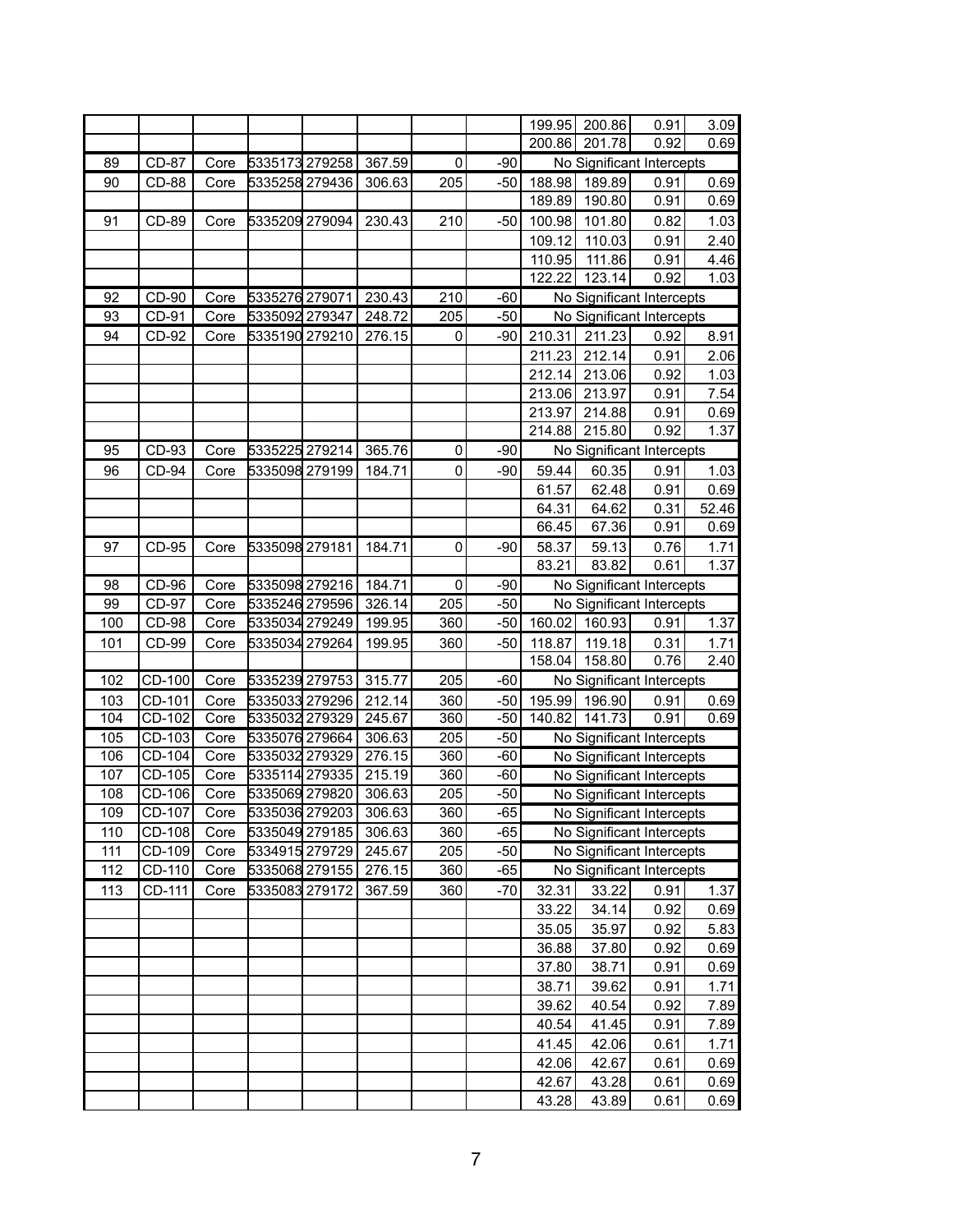| | | | | | | | | | | | |
|---|---|---|---|---|---|---|---|---|---|---|---|
| | | | | | | | | 199.95 | 200.86 | 0.91 | 3.09 |
| | | | | | | | | 200.86 | 201.78 | 0.92 | 0.69 |
| 89 | CD-87 | Core | 5335173 | 279258 | 367.59 | 0 | -90 | No Significant Intercepts | | | |
| 90 | CD-88 | Core | 5335258 | 279436 | 306.63 | 205 | -50 | 188.98 | 189.89 | 0.91 | 0.69 |
| | | | | | | | | 189.89 | 190.80 | 0.91 | 0.69 |
| 91 | CD-89 | Core | 5335209 | 279094 | 230.43 | 210 | -50 | 100.98 | 101.80 | 0.82 | 1.03 |
| | | | | | | | | 109.12 | 110.03 | 0.91 | 2.40 |
| | | | | | | | | 110.95 | 111.86 | 0.91 | 4.46 |
| | | | | | | | | 122.22 | 123.14 | 0.92 | 1.03 |
| 92 | CD-90 | Core | 5335276 | 279071 | 230.43 | 210 | -60 | No Significant Intercepts | | | |
| 93 | CD-91 | Core | 5335092 | 279347 | 248.72 | 205 | -50 | No Significant Intercepts | | | |
| 94 | CD-92 | Core | 5335190 | 279210 | 276.15 | 0 | -90 | 210.31 | 211.23 | 0.92 | 8.91 |
| | | | | | | | | 211.23 | 212.14 | 0.91 | 2.06 |
| | | | | | | | | 212.14 | 213.06 | 0.92 | 1.03 |
| | | | | | | | | 213.06 | 213.97 | 0.91 | 7.54 |
| | | | | | | | | 213.97 | 214.88 | 0.91 | 0.69 |
| | | | | | | | | 214.88 | 215.80 | 0.92 | 1.37 |
| 95 | CD-93 | Core | 5335225 | 279214 | 365.76 | 0 | -90 | No Significant Intercepts | | | |
| 96 | CD-94 | Core | 5335098 | 279199 | 184.71 | 0 | -90 | 59.44 | 60.35 | 0.91 | 1.03 |
| | | | | | | | | 61.57 | 62.48 | 0.91 | 0.69 |
| | | | | | | | | 64.31 | 64.62 | 0.31 | 52.46 |
| | | | | | | | | 66.45 | 67.36 | 0.91 | 0.69 |
| 97 | CD-95 | Core | 5335098 | 279181 | 184.71 | 0 | -90 | 58.37 | 59.13 | 0.76 | 1.71 |
| | | | | | | | | 83.21 | 83.82 | 0.61 | 1.37 |
| 98 | CD-96 | Core | 5335098 | 279216 | 184.71 | 0 | -90 | No Significant Intercepts | | | |
| 99 | CD-97 | Core | 5335246 | 279596 | 326.14 | 205 | -50 | No Significant Intercepts | | | |
| 100 | CD-98 | Core | 5335034 | 279249 | 199.95 | 360 | -50 | 160.02 | 160.93 | 0.91 | 1.37 |
| 101 | CD-99 | Core | 5335034 | 279264 | 199.95 | 360 | -50 | 118.87 | 119.18 | 0.31 | 1.71 |
| | | | | | | | | 158.04 | 158.80 | 0.76 | 2.40 |
| 102 | CD-100 | Core | 5335239 | 279753 | 315.77 | 205 | -60 | No Significant Intercepts | | | |
| 103 | CD-101 | Core | 5335033 | 279296 | 212.14 | 360 | -50 | 195.99 | 196.90 | 0.91 | 0.69 |
| 104 | CD-102 | Core | 5335032 | 279329 | 245.67 | 360 | -50 | 140.82 | 141.73 | 0.91 | 0.69 |
| 105 | CD-103 | Core | 5335076 | 279664 | 306.63 | 205 | -50 | No Significant Intercepts | | | |
| 106 | CD-104 | Core | 5335032 | 279329 | 276.15 | 360 | -60 | No Significant Intercepts | | | |
| 107 | CD-105 | Core | 5335114 | 279335 | 215.19 | 360 | -60 | No Significant Intercepts | | | |
| 108 | CD-106 | Core | 5335069 | 279820 | 306.63 | 205 | -50 | No Significant Intercepts | | | |
| 109 | CD-107 | Core | 5335036 | 279203 | 306.63 | 360 | -65 | No Significant Intercepts | | | |
| 110 | CD-108 | Core | 5335049 | 279185 | 306.63 | 360 | -65 | No Significant Intercepts | | | |
| 111 | CD-109 | Core | 5334915 | 279729 | 245.67 | 205 | -50 | No Significant Intercepts | | | |
| 112 | CD-110 | Core | 5335068 | 279155 | 276.15 | 360 | -65 | No Significant Intercepts | | | |
| 113 | CD-111 | Core | 5335083 | 279172 | 367.59 | 360 | -70 | 32.31 | 33.22 | 0.91 | 1.37 |
| | | | | | | | | 33.22 | 34.14 | 0.92 | 0.69 |
| | | | | | | | | 35.05 | 35.97 | 0.92 | 5.83 |
| | | | | | | | | 36.88 | 37.80 | 0.92 | 0.69 |
| | | | | | | | | 37.80 | 38.71 | 0.91 | 0.69 |
| | | | | | | | | 38.71 | 39.62 | 0.91 | 1.71 |
| | | | | | | | | 39.62 | 40.54 | 0.92 | 7.89 |
| | | | | | | | | 40.54 | 41.45 | 0.91 | 7.89 |
| | | | | | | | | 41.45 | 42.06 | 0.61 | 1.71 |
| | | | | | | | | 42.06 | 42.67 | 0.61 | 0.69 |
| | | | | | | | | 42.67 | 43.28 | 0.61 | 0.69 |
| | | | | | | | | 43.28 | 43.89 | 0.61 | 0.69 |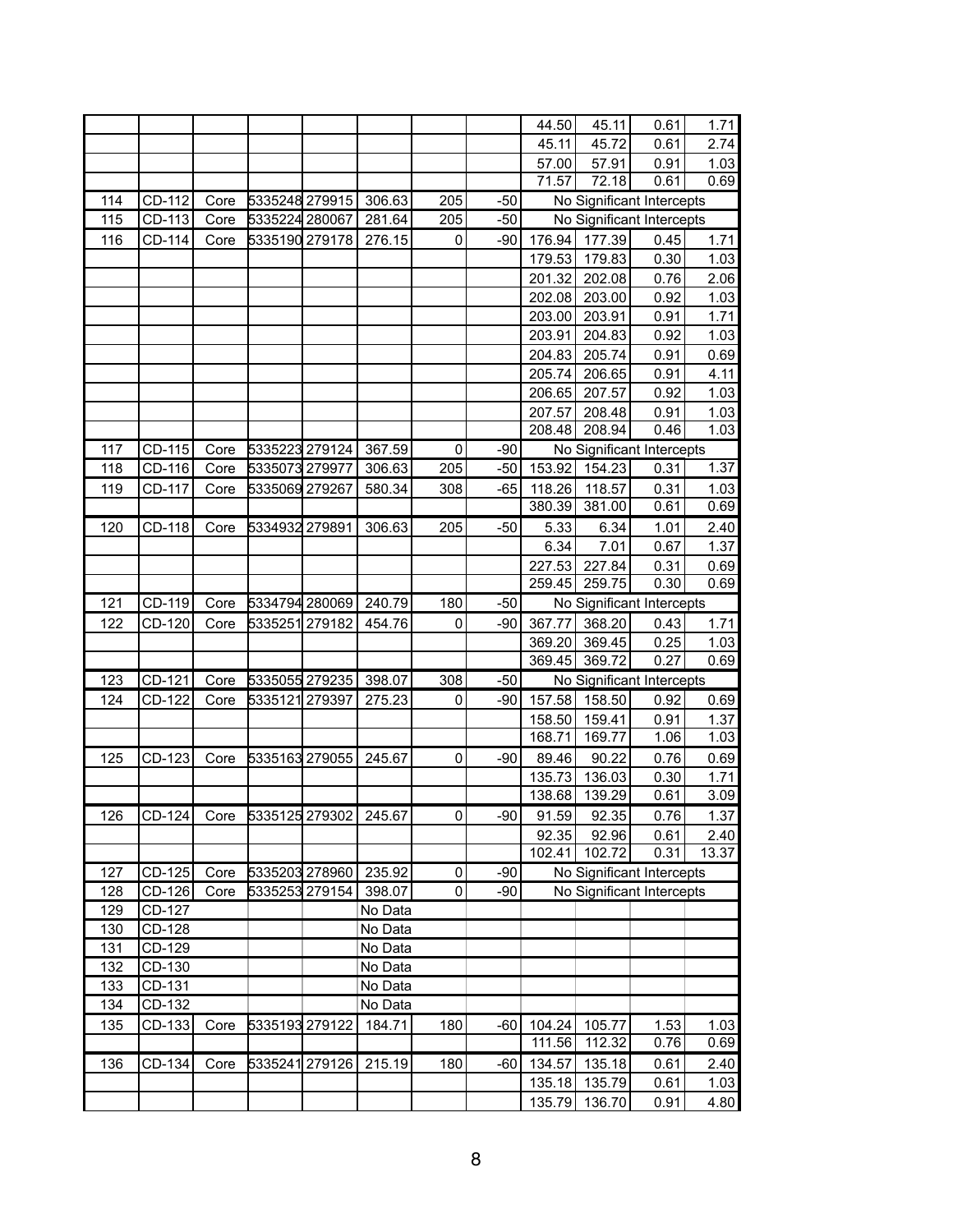| | | | | | | | | | | | |
|---|---|---|---|---|---|---|---|---|---|---|---|
| | | | | | | | | 44.50 | 45.11 | 0.61 | 1.71 |
| | | | | | | | | 45.11 | 45.72 | 0.61 | 2.74 |
| | | | | | | | | 57.00 | 57.91 | 0.91 | 1.03 |
| | | | | | | | | 71.57 | 72.18 | 0.61 | 0.69 |
| 114 | CD-112 | Core | 5335248 | 279915 | 306.63 | 205 | -50 | No Significant Intercepts | | | |
| 115 | CD-113 | Core | 5335224 | 280067 | 281.64 | 205 | -50 | No Significant Intercepts | | | |
| 116 | CD-114 | Core | 5335190 | 279178 | 276.15 | 0 | -90 | 176.94 | 177.39 | 0.45 | 1.71 |
| | | | | | | | | 179.53 | 179.83 | 0.30 | 1.03 |
| | | | | | | | | 201.32 | 202.08 | 0.76 | 2.06 |
| | | | | | | | | 202.08 | 203.00 | 0.92 | 1.03 |
| | | | | | | | | 203.00 | 203.91 | 0.91 | 1.71 |
| | | | | | | | | 203.91 | 204.83 | 0.92 | 1.03 |
| | | | | | | | | 204.83 | 205.74 | 0.91 | 0.69 |
| | | | | | | | | 205.74 | 206.65 | 0.91 | 4.11 |
| | | | | | | | | 206.65 | 207.57 | 0.92 | 1.03 |
| | | | | | | | | 207.57 | 208.48 | 0.91 | 1.03 |
| | | | | | | | | 208.48 | 208.94 | 0.46 | 1.03 |
| 117 | CD-115 | Core | 5335223 | 279124 | 367.59 | 0 | -90 | No Significant Intercepts | | | |
| 118 | CD-116 | Core | 5335073 | 279977 | 306.63 | 205 | -50 | 153.92 | 154.23 | 0.31 | 1.37 |
| 119 | CD-117 | Core | 5335069 | 279267 | 580.34 | 308 | -65 | 118.26 | 118.57 | 0.31 | 1.03 |
| | | | | | | | | 380.39 | 381.00 | 0.61 | 0.69 |
| 120 | CD-118 | Core | 5334932 | 279891 | 306.63 | 205 | -50 | 5.33 | 6.34 | 1.01 | 2.40 |
| | | | | | | | | 6.34 | 7.01 | 0.67 | 1.37 |
| | | | | | | | | 227.53 | 227.84 | 0.31 | 0.69 |
| | | | | | | | | 259.45 | 259.75 | 0.30 | 0.69 |
| 121 | CD-119 | Core | 5334794 | 280069 | 240.79 | 180 | -50 | No Significant Intercepts | | | |
| 122 | CD-120 | Core | 5335251 | 279182 | 454.76 | 0 | -90 | 367.77 | 368.20 | 0.43 | 1.71 |
| | | | | | | | | 369.20 | 369.45 | 0.25 | 1.03 |
| | | | | | | | | 369.45 | 369.72 | 0.27 | 0.69 |
| 123 | CD-121 | Core | 5335055 | 279235 | 398.07 | 308 | -50 | No Significant Intercepts | | | |
| 124 | CD-122 | Core | 5335121 | 279397 | 275.23 | 0 | -90 | 157.58 | 158.50 | 0.92 | 0.69 |
| | | | | | | | | 158.50 | 159.41 | 0.91 | 1.37 |
| | | | | | | | | 168.71 | 169.77 | 1.06 | 1.03 |
| 125 | CD-123 | Core | 5335163 | 279055 | 245.67 | 0 | -90 | 89.46 | 90.22 | 0.76 | 0.69 |
| | | | | | | | | 135.73 | 136.03 | 0.30 | 1.71 |
| | | | | | | | | 138.68 | 139.29 | 0.61 | 3.09 |
| 126 | CD-124 | Core | 5335125 | 279302 | 245.67 | 0 | -90 | 91.59 | 92.35 | 0.76 | 1.37 |
| | | | | | | | | 92.35 | 92.96 | 0.61 | 2.40 |
| | | | | | | | | 102.41 | 102.72 | 0.31 | 13.37 |
| 127 | CD-125 | Core | 5335203 | 278960 | 235.92 | 0 | -90 | No Significant Intercepts | | | |
| 128 | CD-126 | Core | 5335253 | 279154 | 398.07 | 0 | -90 | No Significant Intercepts | | | |
| 129 | CD-127 | | | | No Data | | | | | | |
| 130 | CD-128 | | | | No Data | | | | | | |
| 131 | CD-129 | | | | No Data | | | | | | |
| 132 | CD-130 | | | | No Data | | | | | | |
| 133 | CD-131 | | | | No Data | | | | | | |
| 134 | CD-132 | | | | No Data | | | | | | |
| 135 | CD-133 | Core | 5335193 | 279122 | 184.71 | 180 | -60 | 104.24 | 105.77 | 1.53 | 1.03 |
| | | | | | | | | 111.56 | 112.32 | 0.76 | 0.69 |
| 136 | CD-134 | Core | 5335241 | 279126 | 215.19 | 180 | -60 | 134.57 | 135.18 | 0.61 | 2.40 |
| | | | | | | | | 135.18 | 135.79 | 0.61 | 1.03 |
| | | | | | | | | 135.79 | 136.70 | 0.91 | 4.80 |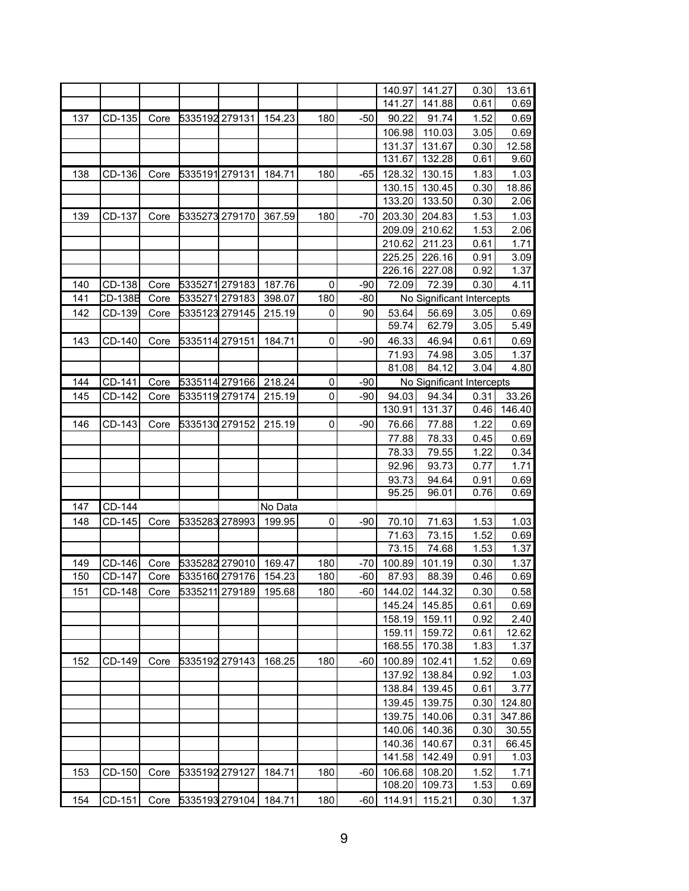|  |  |  |  |  |  |  |  | 140.97 | 141.27 | 0.30 | 13.61 |
|---|---|---|---|---|---|---|---|---|---|---|---|
|  |  |  |  |  |  |  |  | 141.27 | 141.88 | 0.61 | 0.69 |
| 137 | CD-135 | Core | 5335192 | 279131 | 154.23 | 180 | -50 | 90.22 | 91.74 | 1.52 | 0.69 |
|  |  |  |  |  |  |  |  | 106.98 | 110.03 | 3.05 | 0.69 |
|  |  |  |  |  |  |  |  | 131.37 | 131.67 | 0.30 | 12.58 |
|  |  |  |  |  |  |  |  | 131.67 | 132.28 | 0.61 | 9.60 |
| 138 | CD-136 | Core | 5335191 | 279131 | 184.71 | 180 | -65 | 128.32 | 130.15 | 1.83 | 1.03 |
|  |  |  |  |  |  |  |  | 130.15 | 130.45 | 0.30 | 18.86 |
|  |  |  |  |  |  |  |  | 133.20 | 133.50 | 0.30 | 2.06 |
| 139 | CD-137 | Core | 5335273 | 279170 | 367.59 | 180 | -70 | 203.30 | 204.83 | 1.53 | 1.03 |
|  |  |  |  |  |  |  |  | 209.09 | 210.62 | 1.53 | 2.06 |
|  |  |  |  |  |  |  |  | 210.62 | 211.23 | 0.61 | 1.71 |
|  |  |  |  |  |  |  |  | 225.25 | 226.16 | 0.91 | 3.09 |
|  |  |  |  |  |  |  |  | 226.16 | 227.08 | 0.92 | 1.37 |
| 140 | CD-138 | Core | 5335271 | 279183 | 187.76 | 0 | -90 | 72.09 | 72.39 | 0.30 | 4.11 |
| 141 | CD-138B | Core | 5335271 | 279183 | 398.07 | 180 | -80 | No Significant Intercepts |  |  |  |
| 142 | CD-139 | Core | 5335123 | 279145 | 215.19 | 0 | 90 | 53.64 | 56.69 | 3.05 | 0.69 |
|  |  |  |  |  |  |  |  | 59.74 | 62.79 | 3.05 | 5.49 |
| 143 | CD-140 | Core | 5335114 | 279151 | 184.71 | 0 | -90 | 46.33 | 46.94 | 0.61 | 0.69 |
|  |  |  |  |  |  |  |  | 71.93 | 74.98 | 3.05 | 1.37 |
|  |  |  |  |  |  |  |  | 81.08 | 84.12 | 3.04 | 4.80 |
| 144 | CD-141 | Core | 5335114 | 279166 | 218.24 | 0 | -90 | No Significant Intercepts |  |  |  |
| 145 | CD-142 | Core | 5335119 | 279174 | 215.19 | 0 | -90 | 94.03 | 94.34 | 0.31 | 33.26 |
|  |  |  |  |  |  |  |  | 130.91 | 131.37 | 0.46 | 146.40 |
| 146 | CD-143 | Core | 5335130 | 279152 | 215.19 | 0 | -90 | 76.66 | 77.88 | 1.22 | 0.69 |
|  |  |  |  |  |  |  |  | 77.88 | 78.33 | 0.45 | 0.69 |
|  |  |  |  |  |  |  |  | 78.33 | 79.55 | 1.22 | 0.34 |
|  |  |  |  |  |  |  |  | 92.96 | 93.73 | 0.77 | 1.71 |
|  |  |  |  |  |  |  |  | 93.73 | 94.64 | 0.91 | 0.69 |
|  |  |  |  |  |  |  |  | 95.25 | 96.01 | 0.76 | 0.69 |
| 147 | CD-144 |  |  |  | No Data |  |  |  |  |  |  |
| 148 | CD-145 | Core | 5335283 | 278993 | 199.95 | 0 | -90 | 70.10 | 71.63 | 1.53 | 1.03 |
|  |  |  |  |  |  |  |  | 71.63 | 73.15 | 1.52 | 0.69 |
|  |  |  |  |  |  |  |  | 73.15 | 74.68 | 1.53 | 1.37 |
| 149 | CD-146 | Core | 5335282 | 279010 | 169.47 | 180 | -70 | 100.89 | 101.19 | 0.30 | 1.37 |
| 150 | CD-147 | Core | 5335160 | 279176 | 154.23 | 180 | -60 | 87.93 | 88.39 | 0.46 | 0.69 |
| 151 | CD-148 | Core | 5335211 | 279189 | 195.68 | 180 | -60 | 144.02 | 144.32 | 0.30 | 0.58 |
|  |  |  |  |  |  |  |  | 145.24 | 145.85 | 0.61 | 0.69 |
|  |  |  |  |  |  |  |  | 158.19 | 159.11 | 0.92 | 2.40 |
|  |  |  |  |  |  |  |  | 159.11 | 159.72 | 0.61 | 12.62 |
|  |  |  |  |  |  |  |  | 168.55 | 170.38 | 1.83 | 1.37 |
| 152 | CD-149 | Core | 5335192 | 279143 | 168.25 | 180 | -60 | 100.89 | 102.41 | 1.52 | 0.69 |
|  |  |  |  |  |  |  |  | 137.92 | 138.84 | 0.92 | 1.03 |
|  |  |  |  |  |  |  |  | 138.84 | 139.45 | 0.61 | 3.77 |
|  |  |  |  |  |  |  |  | 139.45 | 139.75 | 0.30 | 124.80 |
|  |  |  |  |  |  |  |  | 139.75 | 140.06 | 0.31 | 347.86 |
|  |  |  |  |  |  |  |  | 140.06 | 140.36 | 0.30 | 30.55 |
|  |  |  |  |  |  |  |  | 140.36 | 140.67 | 0.31 | 66.45 |
|  |  |  |  |  |  |  |  | 141.58 | 142.49 | 0.91 | 1.03 |
| 153 | CD-150 | Core | 5335192 | 279127 | 184.71 | 180 | -60 | 106.68 | 108.20 | 1.52 | 1.71 |
|  |  |  |  |  |  |  |  | 108.20 | 109.73 | 1.53 | 0.69 |
| 154 | CD-151 | Core | 5335193 | 279104 | 184.71 | 180 | -60 | 114.91 | 115.21 | 0.30 | 1.37 |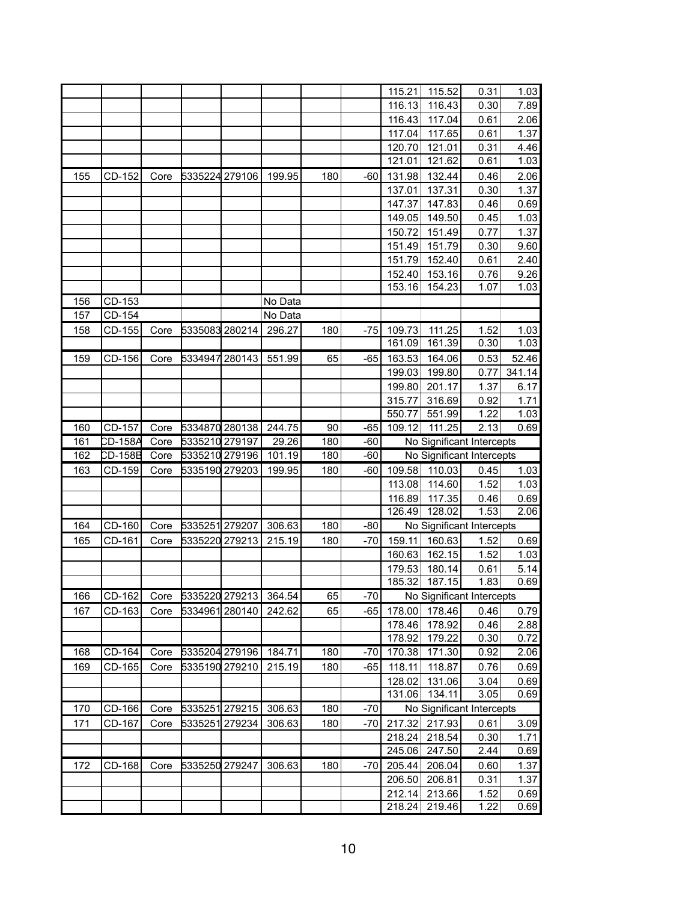| | | | | | | | | | | | |
|---|---|---|---|---|---|---|---|---|---|---|---|
| | | | | | | | | 115.21 | 115.52 | 0.31 | 1.03 |
| | | | | | | | | 116.13 | 116.43 | 0.30 | 7.89 |
| | | | | | | | | 116.43 | 117.04 | 0.61 | 2.06 |
| | | | | | | | | 117.04 | 117.65 | 0.61 | 1.37 |
| | | | | | | | | 120.70 | 121.01 | 0.31 | 4.46 |
| | | | | | | | | 121.01 | 121.62 | 0.61 | 1.03 |
| 155 | CD-152 | Core | 5335224 | 279106 | 199.95 | 180 | -60 | 131.98 | 132.44 | 0.46 | 2.06 |
| | | | | | | | | 137.01 | 137.31 | 0.30 | 1.37 |
| | | | | | | | | 147.37 | 147.83 | 0.46 | 0.69 |
| | | | | | | | | 149.05 | 149.50 | 0.45 | 1.03 |
| | | | | | | | | 150.72 | 151.49 | 0.77 | 1.37 |
| | | | | | | | | 151.49 | 151.79 | 0.30 | 9.60 |
| | | | | | | | | 151.79 | 152.40 | 0.61 | 2.40 |
| | | | | | | | | 152.40 | 153.16 | 0.76 | 9.26 |
| | | | | | | | | 153.16 | 154.23 | 1.07 | 1.03 |
| 156 | CD-153 | | | | No Data | | | | | | |
| 157 | CD-154 | | | | No Data | | | | | | |
| 158 | CD-155 | Core | 5335083 | 280214 | 296.27 | 180 | -75 | 109.73 | 111.25 | 1.52 | 1.03 |
| | | | | | | | | 161.09 | 161.39 | 0.30 | 1.03 |
| 159 | CD-156 | Core | 5334947 | 280143 | 551.99 | 65 | -65 | 163.53 | 164.06 | 0.53 | 52.46 |
| | | | | | | | | 199.03 | 199.80 | 0.77 | 341.14 |
| | | | | | | | | 199.80 | 201.17 | 1.37 | 6.17 |
| | | | | | | | | 315.77 | 316.69 | 0.92 | 1.71 |
| | | | | | | | | 550.77 | 551.99 | 1.22 | 1.03 |
| 160 | CD-157 | Core | 5334870 | 280138 | 244.75 | 90 | -65 | 109.12 | 111.25 | 2.13 | 0.69 |
| 161 | CD-158A | Core | 5335210 | 279197 | 29.26 | 180 | -60 | No Significant Intercepts | | | |
| 162 | CD-158B | Core | 5335210 | 279196 | 101.19 | 180 | -60 | No Significant Intercepts | | | |
| 163 | CD-159 | Core | 5335190 | 279203 | 199.95 | 180 | -60 | 109.58 | 110.03 | 0.45 | 1.03 |
| | | | | | | | | 113.08 | 114.60 | 1.52 | 1.03 |
| | | | | | | | | 116.89 | 117.35 | 0.46 | 0.69 |
| | | | | | | | | 126.49 | 128.02 | 1.53 | 2.06 |
| 164 | CD-160 | Core | 5335251 | 279207 | 306.63 | 180 | -80 | No Significant Intercepts | | | |
| 165 | CD-161 | Core | 5335220 | 279213 | 215.19 | 180 | -70 | 159.11 | 160.63 | 1.52 | 0.69 |
| | | | | | | | | 160.63 | 162.15 | 1.52 | 1.03 |
| | | | | | | | | 179.53 | 180.14 | 0.61 | 5.14 |
| | | | | | | | | 185.32 | 187.15 | 1.83 | 0.69 |
| 166 | CD-162 | Core | 5335220 | 279213 | 364.54 | 65 | -70 | No Significant Intercepts | | | |
| 167 | CD-163 | Core | 5334961 | 280140 | 242.62 | 65 | -65 | 178.00 | 178.46 | 0.46 | 0.79 |
| | | | | | | | | 178.46 | 178.92 | 0.46 | 2.88 |
| | | | | | | | | 178.92 | 179.22 | 0.30 | 0.72 |
| 168 | CD-164 | Core | 5335204 | 279196 | 184.71 | 180 | -70 | 170.38 | 171.30 | 0.92 | 2.06 |
| 169 | CD-165 | Core | 5335190 | 279210 | 215.19 | 180 | -65 | 118.11 | 118.87 | 0.76 | 0.69 |
| | | | | | | | | 128.02 | 131.06 | 3.04 | 0.69 |
| | | | | | | | | 131.06 | 134.11 | 3.05 | 0.69 |
| 170 | CD-166 | Core | 5335251 | 279215 | 306.63 | 180 | -70 | No Significant Intercepts | | | |
| 171 | CD-167 | Core | 5335251 | 279234 | 306.63 | 180 | -70 | 217.32 | 217.93 | 0.61 | 3.09 |
| | | | | | | | | 218.24 | 218.54 | 0.30 | 1.71 |
| | | | | | | | | 245.06 | 247.50 | 2.44 | 0.69 |
| 172 | CD-168 | Core | 5335250 | 279247 | 306.63 | 180 | -70 | 205.44 | 206.04 | 0.60 | 1.37 |
| | | | | | | | | 206.50 | 206.81 | 0.31 | 1.37 |
| | | | | | | | | 212.14 | 213.66 | 1.52 | 0.69 |
| | | | | | | | | 218.24 | 219.46 | 1.22 | 0.69 |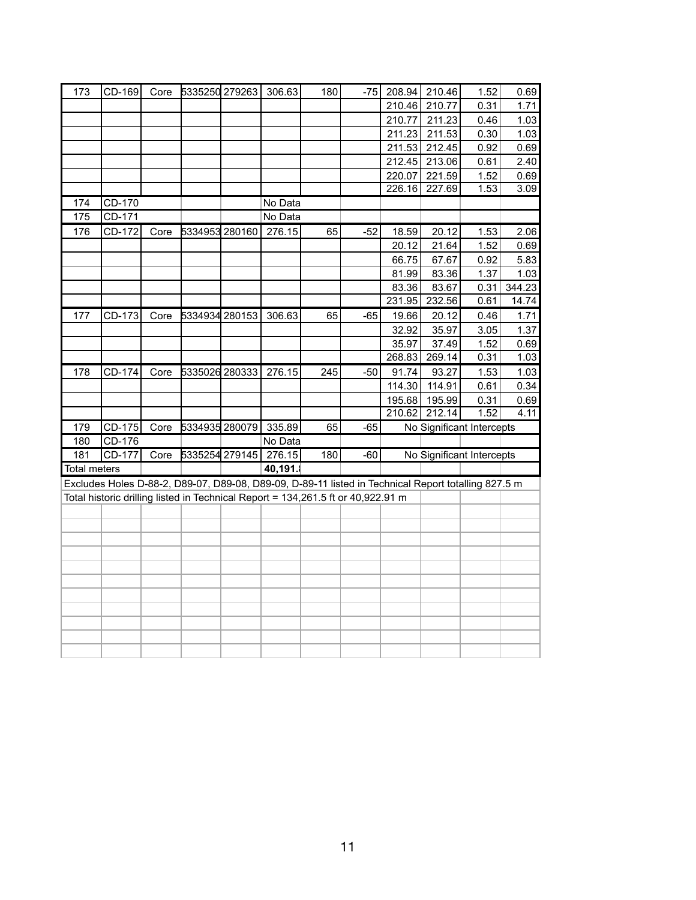| | | | | | | | | | | | |
|---|---|---|---|---|---|---|---|---|---|---|---|
| 173 | CD-169 | Core | 5335250 | 279263 | 306.63 | 180 | -75 | 208.94 | 210.46 | 1.52 | 0.69 |
| | | | | | | | | 210.46 | 210.77 | 0.31 | 1.71 |
| | | | | | | | | 210.77 | 211.23 | 0.46 | 1.03 |
| | | | | | | | | 211.23 | 211.53 | 0.30 | 1.03 |
| | | | | | | | | 211.53 | 212.45 | 0.92 | 0.69 |
| | | | | | | | | 212.45 | 213.06 | 0.61 | 2.40 |
| | | | | | | | | 220.07 | 221.59 | 1.52 | 0.69 |
| | | | | | | | | 226.16 | 227.69 | 1.53 | 3.09 |
| 174 | CD-170 | | | | No Data | | | | | | |
| 175 | CD-171 | | | | No Data | | | | | | |
| 176 | CD-172 | Core | 5334953 | 280160 | 276.15 | 65 | -52 | 18.59 | 20.12 | 1.53 | 2.06 |
| | | | | | | | | 20.12 | 21.64 | 1.52 | 0.69 |
| | | | | | | | | 66.75 | 67.67 | 0.92 | 5.83 |
| | | | | | | | | 81.99 | 83.36 | 1.37 | 1.03 |
| | | | | | | | | 83.36 | 83.67 | 0.31 | 344.23 |
| | | | | | | | | 231.95 | 232.56 | 0.61 | 14.74 |
| 177 | CD-173 | Core | 5334934 | 280153 | 306.63 | 65 | -65 | 19.66 | 20.12 | 0.46 | 1.71 |
| | | | | | | | | 32.92 | 35.97 | 3.05 | 1.37 |
| | | | | | | | | 35.97 | 37.49 | 1.52 | 0.69 |
| | | | | | | | | 268.83 | 269.14 | 0.31 | 1.03 |
| 178 | CD-174 | Core | 5335026 | 280333 | 276.15 | 245 | -50 | 91.74 | 93.27 | 1.53 | 1.03 |
| | | | | | | | | 114.30 | 114.91 | 0.61 | 0.34 |
| | | | | | | | | 195.68 | 195.99 | 0.31 | 0.69 |
| | | | | | | | | 210.62 | 212.14 | 1.52 | 4.11 |
| 179 | CD-175 | Core | 5334935 | 280079 | 335.89 | 65 | -65 | No Significant Intercepts | | | |
| 180 | CD-176 | | | | No Data | | | | | | |
| 181 | CD-177 | Core | 5335254 | 279145 | 276.15 | 180 | -60 | No Significant Intercepts | | | |
| Total meters | | | | | **40,191.8** | | | | | | |

Excludes Holes D-88-2, D89-07, D89-08, D89-09, D-89-11 listed in Technical Report totalling 827.5 m

Total historic drilling listed in Technical Report = 134,261.5 ft or 40,922.91 m